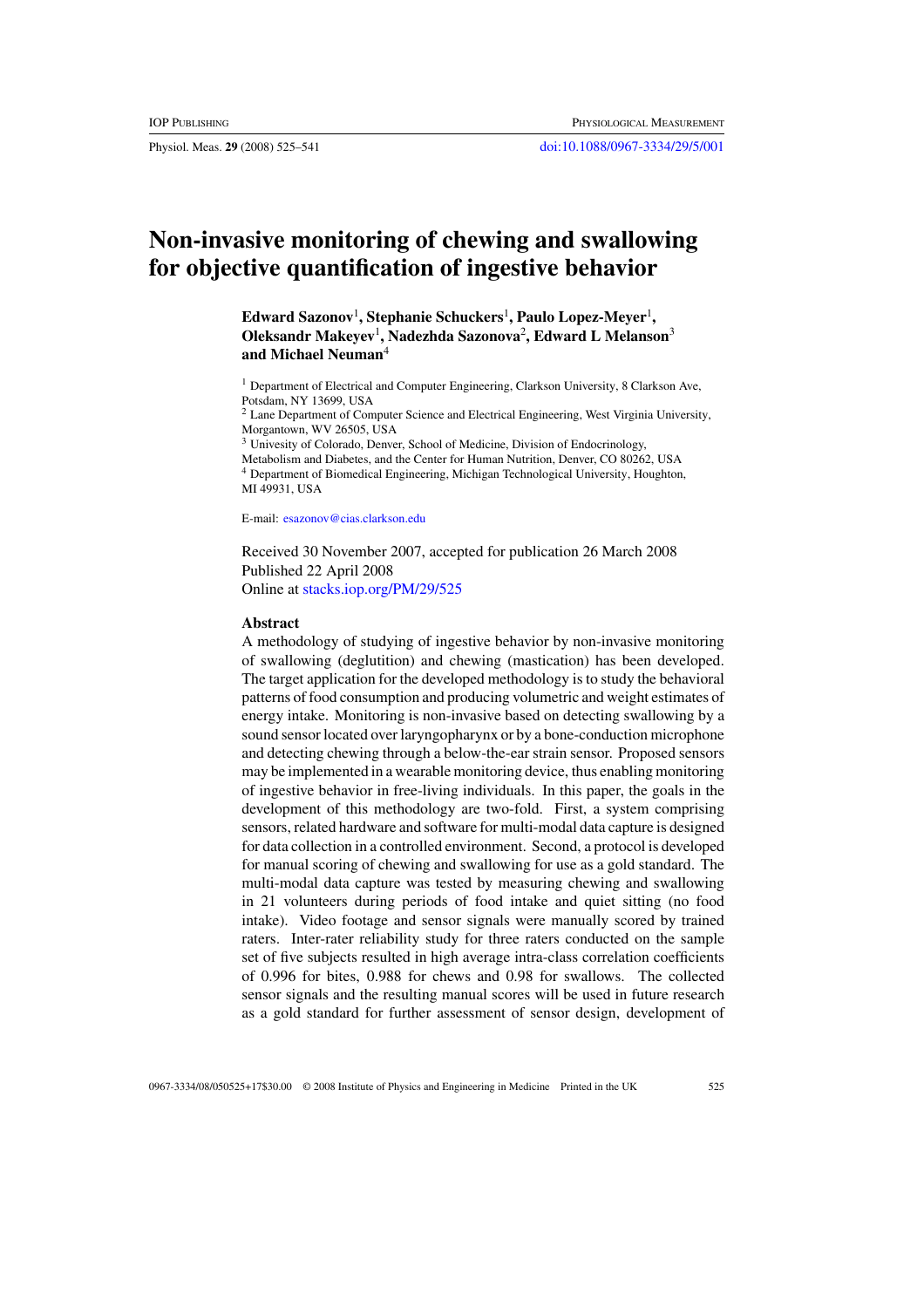# Non-invasive monitoring of chewing and swallowing for objective quantification of ingestive behavior

**Edward Sazonov[1], Stephanie Schuckers[1], Paulo Lopez-Meyer[1], Oleksandr Makeyev[1], Nadezhda Sazonova[2], Edward L Melanson[3] and Michael Neuman[4]**

[1] Department of Electrical and Computer Engineering, Clarkson University, 8 Clarkson Ave, Potsdam, NY 13699, USA

[2] Lane Department of Computer Science and Electrical Engineering, West Virginia University, Morgantown, WV 26505, USA

[3] Univesity of Colorado, Denver, School of Medicine, Division of Endocrinology, Metabolism and Diabetes, and the Center for Human Nutrition, Denver, CO 80262, USA

[4] Department of Biomedical Engineering, Michigan Technological University, Houghton, MI 49931, USA

E-mail: esazonov@cias.clarkson.edu

Received 30 November 2007, accepted for publication 26 March 2008
Published 22 April 2008
Online at stacks.iop.org/PM/29/525

## Abstract

A methodology of studying of ingestive behavior by non-invasive monitoring of swallowing (deglutition) and chewing (mastication) has been developed. The target application for the developed methodology is to study the behavioral patterns of food consumption and producing volumetric and weight estimates of energy intake. Monitoring is non-invasive based on detecting swallowing by a sound sensor located over laryngopharynx or by a bone-conduction microphone and detecting chewing through a below-the-ear strain sensor. Proposed sensors may be implemented in a wearable monitoring device, thus enabling monitoring of ingestive behavior in free-living individuals. In this paper, the goals in the development of this methodology are two-fold. First, a system comprising sensors, related hardware and software for multi-modal data capture is designed for data collection in a controlled environment. Second, a protocol is developed for manual scoring of chewing and swallowing for use as a gold standard. The multi-modal data capture was tested by measuring chewing and swallowing in 21 volunteers during periods of food intake and quiet sitting (no food intake). Video footage and sensor signals were manually scored by trained raters. Inter-rater reliability study for three raters conducted on the sample set of five subjects resulted in high average intra-class correlation coefficients of 0.996 for bites, 0.988 for chews and 0.98 for swallows. The collected sensor signals and the resulting manual scores will be used in future research as a gold standard for further assessment of sensor design, development of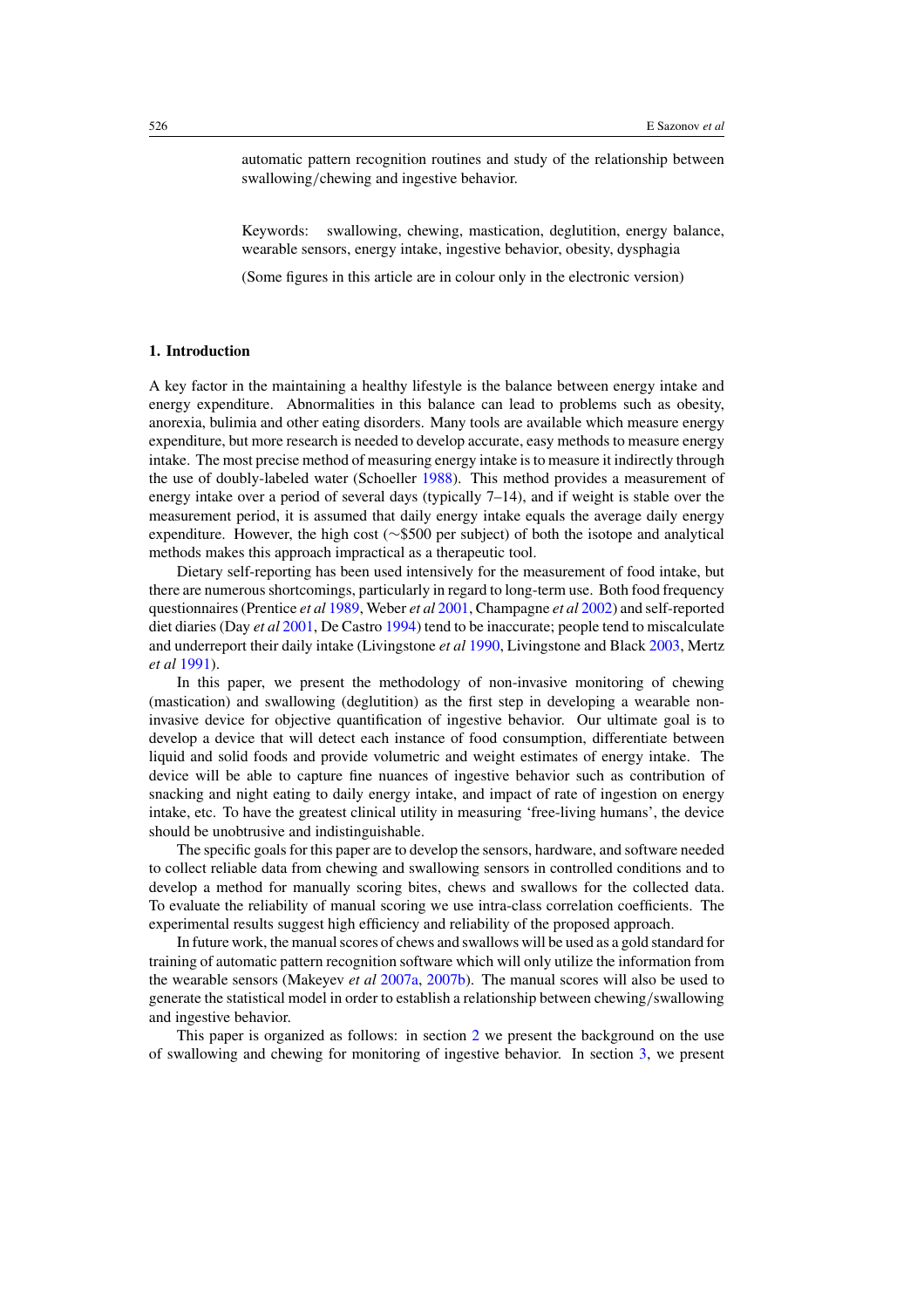automatic pattern recognition routines and study of the relationship between swallowing/chewing and ingestive behavior.

Keywords: swallowing, chewing, mastication, deglutition, energy balance, wearable sensors, energy intake, ingestive behavior, obesity, dysphagia

(Some figures in this article are in colour only in the electronic version)

## 1. Introduction

A key factor in the maintaining a healthy lifestyle is the balance between energy intake and energy expenditure. Abnormalities in this balance can lead to problems such as obesity, anorexia, bulimia and other eating disorders. Many tools are available which measure energy expenditure, but more research is needed to develop accurate, easy methods to measure energy intake. The most precise method of measuring energy intake is to measure it indirectly through the use of doubly-labeled water (Schoeller 1988). This method provides a measurement of energy intake over a period of several days (typically 7–14), and if weight is stable over the measurement period, it is assumed that daily energy intake equals the average daily energy expenditure. However, the high cost (~$500 per subject) of both the isotope and analytical methods makes this approach impractical as a therapeutic tool.

Dietary self-reporting has been used intensively for the measurement of food intake, but there are numerous shortcomings, particularly in regard to long-term use. Both food frequency questionnaires (Prentice *et al* 1989, Weber *et al* 2001, Champagne *et al* 2002) and self-reported diet diaries (Day *et al* 2001, De Castro 1994) tend to be inaccurate; people tend to miscalculate and underreport their daily intake (Livingstone *et al* 1990, Livingstone and Black 2003, Mertz *et al* 1991).

In this paper, we present the methodology of non-invasive monitoring of chewing (mastication) and swallowing (deglutition) as the first step in developing a wearable non-invasive device for objective quantification of ingestive behavior. Our ultimate goal is to develop a device that will detect each instance of food consumption, differentiate between liquid and solid foods and provide volumetric and weight estimates of energy intake. The device will be able to capture fine nuances of ingestive behavior such as contribution of snacking and night eating to daily energy intake, and impact of rate of ingestion on energy intake, etc. To have the greatest clinical utility in measuring 'free-living humans', the device should be unobtrusive and indistinguishable.

The specific goals for this paper are to develop the sensors, hardware, and software needed to collect reliable data from chewing and swallowing sensors in controlled conditions and to develop a method for manually scoring bites, chews and swallows for the collected data. To evaluate the reliability of manual scoring we use intra-class correlation coefficients. The experimental results suggest high efficiency and reliability of the proposed approach.

In future work, the manual scores of chews and swallows will be used as a gold standard for training of automatic pattern recognition software which will only utilize the information from the wearable sensors (Makeyev *et al* 2007a, 2007b). The manual scores will also be used to generate the statistical model in order to establish a relationship between chewing/swallowing and ingestive behavior.

This paper is organized as follows: in section 2 we present the background on the use of swallowing and chewing for monitoring of ingestive behavior. In section 3, we present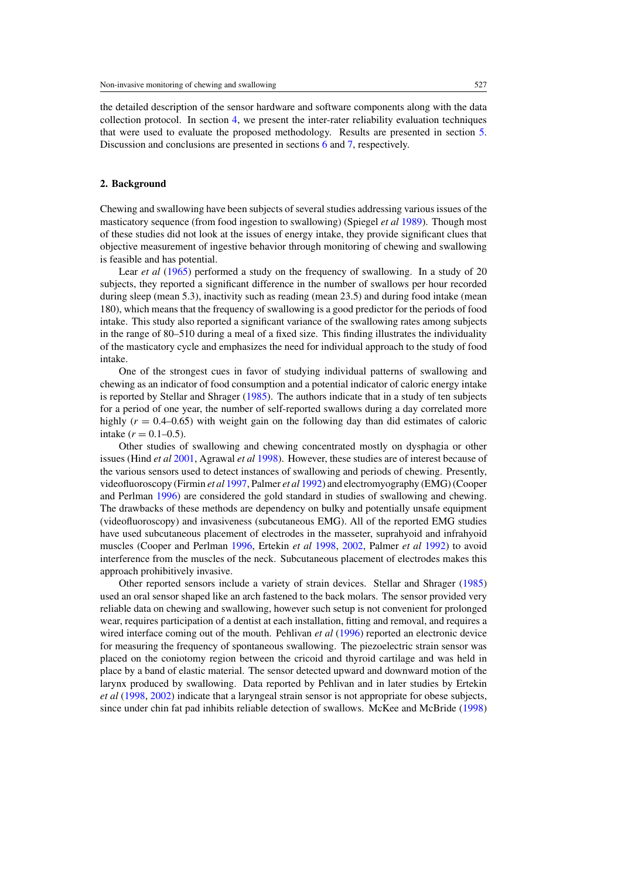the detailed description of the sensor hardware and software components along with the data collection protocol. In section 4, we present the inter-rater reliability evaluation techniques that were used to evaluate the proposed methodology. Results are presented in section 5. Discussion and conclusions are presented in sections 6 and 7, respectively.

## 2. Background

Chewing and swallowing have been subjects of several studies addressing various issues of the masticatory sequence (from food ingestion to swallowing) (Spiegel *et al* 1989). Though most of these studies did not look at the issues of energy intake, they provide significant clues that objective measurement of ingestive behavior through monitoring of chewing and swallowing is feasible and has potential.

Lear *et al* (1965) performed a study on the frequency of swallowing. In a study of 20 subjects, they reported a significant difference in the number of swallows per hour recorded during sleep (mean 5.3), inactivity such as reading (mean 23.5) and during food intake (mean 180), which means that the frequency of swallowing is a good predictor for the periods of food intake. This study also reported a significant variance of the swallowing rates among subjects in the range of 80–510 during a meal of a fixed size. This finding illustrates the individuality of the masticatory cycle and emphasizes the need for individual approach to the study of food intake.

One of the strongest cues in favor of studying individual patterns of swallowing and chewing as an indicator of food consumption and a potential indicator of caloric energy intake is reported by Stellar and Shrager (1985). The authors indicate that in a study of ten subjects for a period of one year, the number of self-reported swallows during a day correlated more highly ($r = 0.4$–$0.65$) with weight gain on the following day than did estimates of caloric intake ($r = 0.1$–$0.5$).

Other studies of swallowing and chewing concentrated mostly on dysphagia or other issues (Hind *et al* 2001, Agrawal *et al* 1998). However, these studies are of interest because of the various sensors used to detect instances of swallowing and periods of chewing. Presently, videofluoroscopy (Firmin *et al* 1997, Palmer *et al* 1992) and electromyography (EMG) (Cooper and Perlman 1996) are considered the gold standard in studies of swallowing and chewing. The drawbacks of these methods are dependency on bulky and potentially unsafe equipment (videofluoroscopy) and invasiveness (subcutaneous EMG). All of the reported EMG studies have used subcutaneous placement of electrodes in the masseter, suprahyoid and infrahyoid muscles (Cooper and Perlman 1996, Ertekin *et al* 1998, 2002, Palmer *et al* 1992) to avoid interference from the muscles of the neck. Subcutaneous placement of electrodes makes this approach prohibitively invasive.

Other reported sensors include a variety of strain devices. Stellar and Shrager (1985) used an oral sensor shaped like an arch fastened to the back molars. The sensor provided very reliable data on chewing and swallowing, however such setup is not convenient for prolonged wear, requires participation of a dentist at each installation, fitting and removal, and requires a wired interface coming out of the mouth. Pehlivan *et al* (1996) reported an electronic device for measuring the frequency of spontaneous swallowing. The piezoelectric strain sensor was placed on the coniotomy region between the cricoid and thyroid cartilage and was held in place by a band of elastic material. The sensor detected upward and downward motion of the larynx produced by swallowing. Data reported by Pehlivan and in later studies by Ertekin *et al* (1998, 2002) indicate that a laryngeal strain sensor is not appropriate for obese subjects, since under chin fat pad inhibits reliable detection of swallows. McKee and McBride (1998)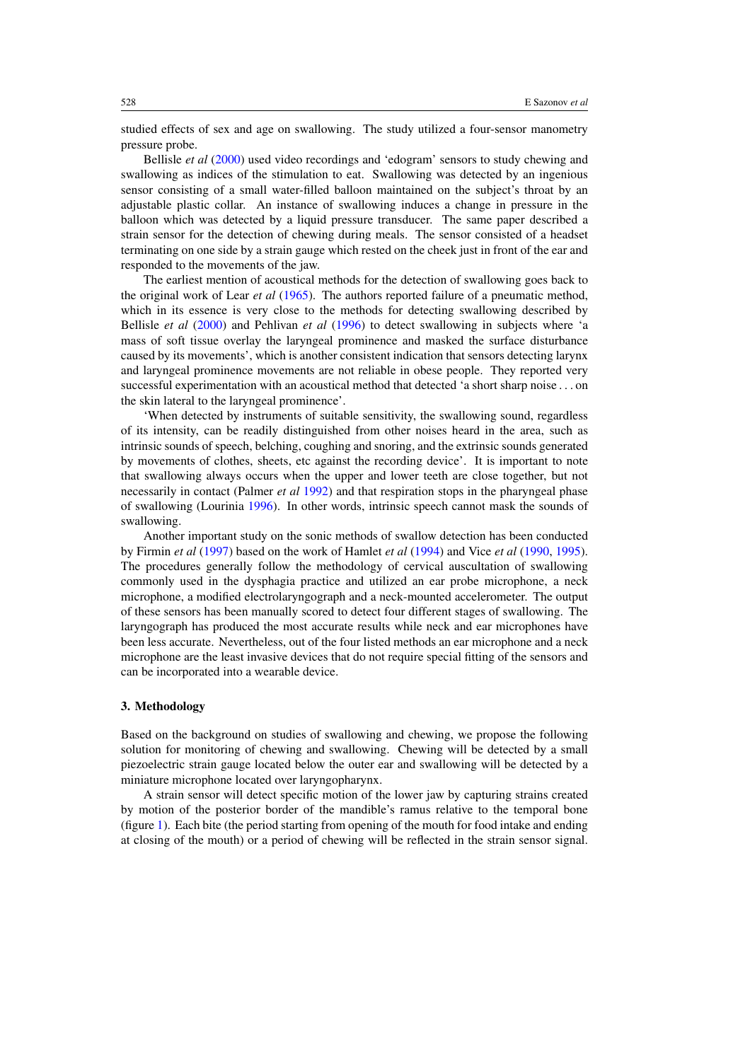studied effects of sex and age on swallowing. The study utilized a four-sensor manometry pressure probe.

Bellisle *et al* (2000) used video recordings and 'edogram' sensors to study chewing and swallowing as indices of the stimulation to eat. Swallowing was detected by an ingenious sensor consisting of a small water-filled balloon maintained on the subject's throat by an adjustable plastic collar. An instance of swallowing induces a change in pressure in the balloon which was detected by a liquid pressure transducer. The same paper described a strain sensor for the detection of chewing during meals. The sensor consisted of a headset terminating on one side by a strain gauge which rested on the cheek just in front of the ear and responded to the movements of the jaw.

The earliest mention of acoustical methods for the detection of swallowing goes back to the original work of Lear *et al* (1965). The authors reported failure of a pneumatic method, which in its essence is very close to the methods for detecting swallowing described by Bellisle *et al* (2000) and Pehlivan *et al* (1996) to detect swallowing in subjects where 'a mass of soft tissue overlay the laryngeal prominence and masked the surface disturbance caused by its movements', which is another consistent indication that sensors detecting larynx and laryngeal prominence movements are not reliable in obese people. They reported very successful experimentation with an acoustical method that detected 'a short sharp noise . . . on the skin lateral to the laryngeal prominence'.

'When detected by instruments of suitable sensitivity, the swallowing sound, regardless of its intensity, can be readily distinguished from other noises heard in the area, such as intrinsic sounds of speech, belching, coughing and snoring, and the extrinsic sounds generated by movements of clothes, sheets, etc against the recording device'. It is important to note that swallowing always occurs when the upper and lower teeth are close together, but not necessarily in contact (Palmer *et al* 1992) and that respiration stops in the pharyngeal phase of swallowing (Lourinia 1996). In other words, intrinsic speech cannot mask the sounds of swallowing.

Another important study on the sonic methods of swallow detection has been conducted by Firmin *et al* (1997) based on the work of Hamlet *et al* (1994) and Vice *et al* (1990, 1995). The procedures generally follow the methodology of cervical auscultation of swallowing commonly used in the dysphagia practice and utilized an ear probe microphone, a neck microphone, a modified electrolaryngograph and a neck-mounted accelerometer. The output of these sensors has been manually scored to detect four different stages of swallowing. The laryngograph has produced the most accurate results while neck and ear microphones have been less accurate. Nevertheless, out of the four listed methods an ear microphone and a neck microphone are the least invasive devices that do not require special fitting of the sensors and can be incorporated into a wearable device.

## 3. Methodology

Based on the background on studies of swallowing and chewing, we propose the following solution for monitoring of chewing and swallowing. Chewing will be detected by a small piezoelectric strain gauge located below the outer ear and swallowing will be detected by a miniature microphone located over laryngopharynx.

A strain sensor will detect specific motion of the lower jaw by capturing strains created by motion of the posterior border of the mandible's ramus relative to the temporal bone (figure 1). Each bite (the period starting from opening of the mouth for food intake and ending at closing of the mouth) or a period of chewing will be reflected in the strain sensor signal.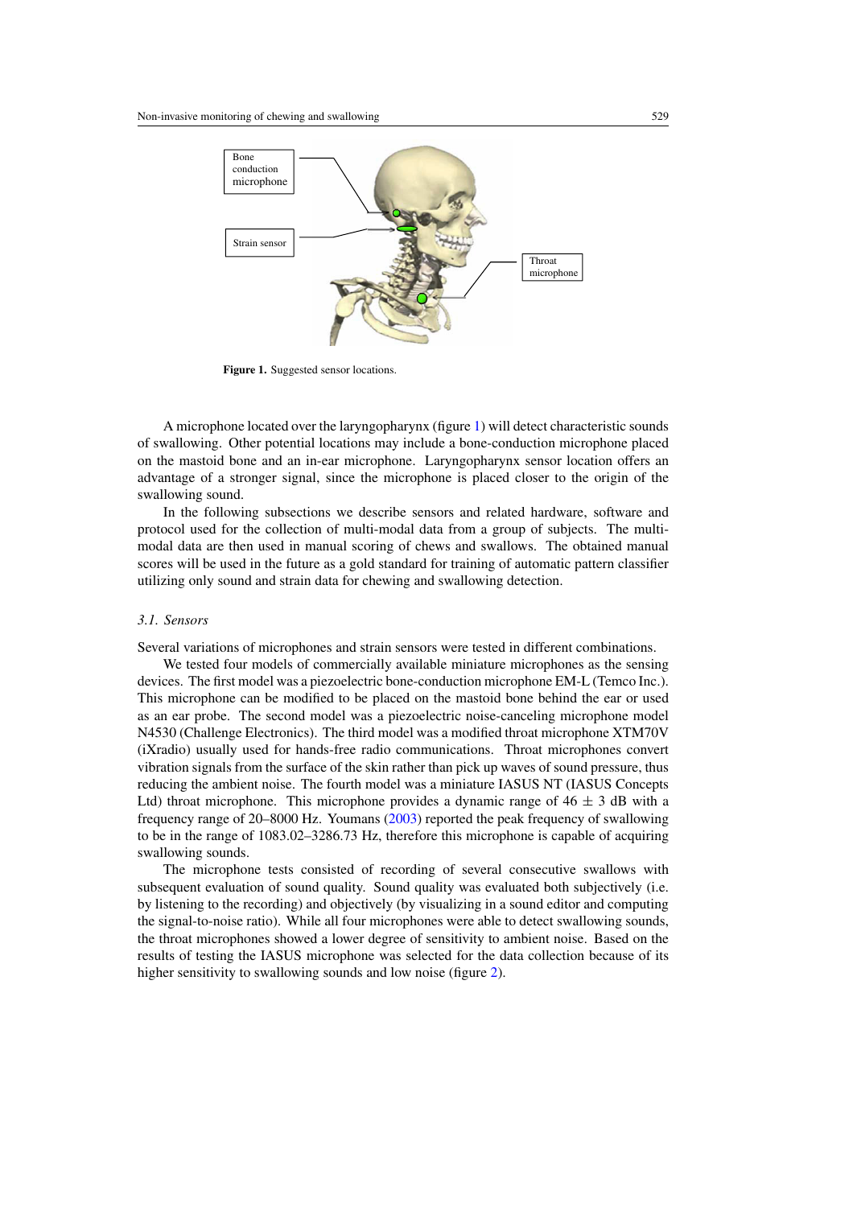Bone conduction microphone

Strain sensor

Throat microphone

**Figure 1.** Suggested sensor locations.

A microphone located over the laryngopharynx (figure 1) will detect characteristic sounds of swallowing. Other potential locations may include a bone-conduction microphone placed on the mastoid bone and an in-ear microphone. Laryngopharynx sensor location offers an advantage of a stronger signal, since the microphone is placed closer to the origin of the swallowing sound.

In the following subsections we describe sensors and related hardware, software and protocol used for the collection of multi-modal data from a group of subjects. The multi-modal data are then used in manual scoring of chews and swallows. The obtained manual scores will be used in the future as a gold standard for training of automatic pattern classifier utilizing only sound and strain data for chewing and swallowing detection.

### *3.1. Sensors*

Several variations of microphones and strain sensors were tested in different combinations.

We tested four models of commercially available miniature microphones as the sensing devices. The first model was a piezoelectric bone-conduction microphone EM-L (Temco Inc.). This microphone can be modified to be placed on the mastoid bone behind the ear or used as an ear probe. The second model was a piezoelectric noise-canceling microphone model N4530 (Challenge Electronics). The third model was a modified throat microphone XTM70V (iXradio) usually used for hands-free radio communications. Throat microphones convert vibration signals from the surface of the skin rather than pick up waves of sound pressure, thus reducing the ambient noise. The fourth model was a miniature IASUS NT (IASUS Concepts Ltd) throat microphone. This microphone provides a dynamic range of $46 \pm 3$ dB with a frequency range of 20–8000 Hz. Youmans (2003) reported the peak frequency of swallowing to be in the range of 1083.02–3286.73 Hz, therefore this microphone is capable of acquiring swallowing sounds.

The microphone tests consisted of recording of several consecutive swallows with subsequent evaluation of sound quality. Sound quality was evaluated both subjectively (i.e. by listening to the recording) and objectively (by visualizing in a sound editor and computing the signal-to-noise ratio). While all four microphones were able to detect swallowing sounds, the throat microphones showed a lower degree of sensitivity to ambient noise. Based on the results of testing the IASUS microphone was selected for the data collection because of its higher sensitivity to swallowing sounds and low noise (figure 2).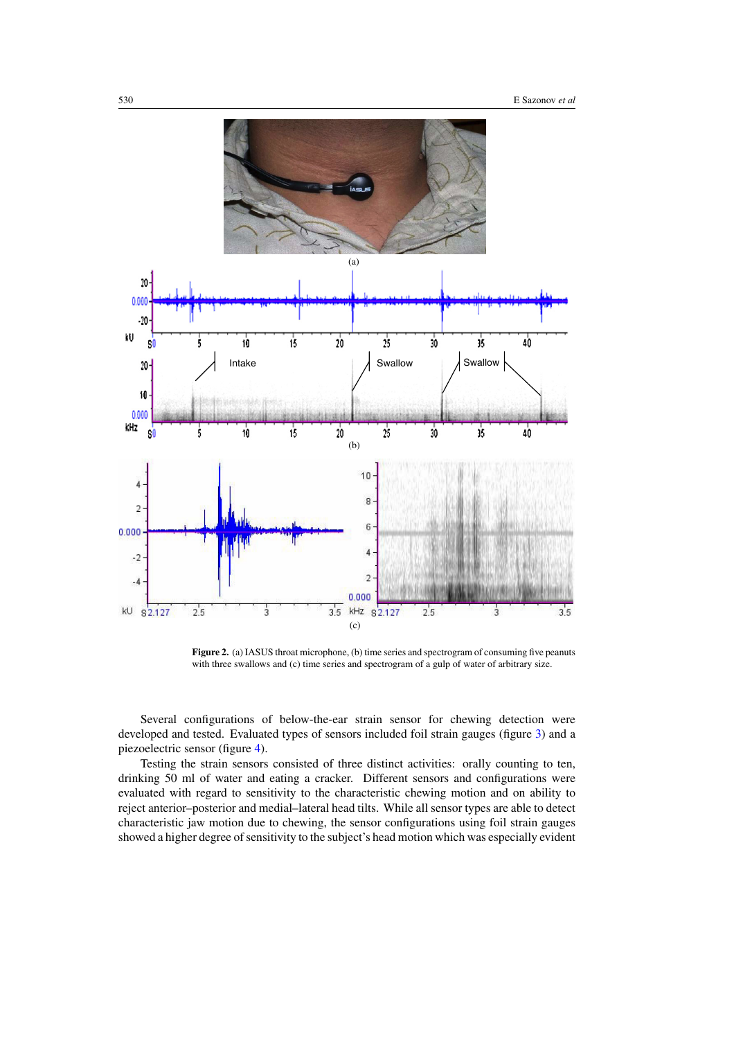(a)

20
0.000
-20
kU
S0 5 10 15 20 25 30 35 40

Intake
Swallow
Swallow

20
10
0.000
kHz
S0 5 10 15 20 25 30 35 40

(b)

4
2
0.000
-2
-4
kU S2.127 2.5 3 3.5

10
8
6
4
2
0.000
kHz S2.127 2.5 3 3.5

(c)

**Figure 2.** (a) IASUS throat microphone, (b) time series and spectrogram of consuming five peanuts with three swallows and (c) time series and spectrogram of a gulp of water of arbitrary size.

Several configurations of below-the-ear strain sensor for chewing detection were developed and tested. Evaluated types of sensors included foil strain gauges (figure 3) and a piezoelectric sensor (figure 4).

Testing the strain sensors consisted of three distinct activities: orally counting to ten, drinking 50 ml of water and eating a cracker. Different sensors and configurations were evaluated with regard to sensitivity to the characteristic chewing motion and on ability to reject anterior–posterior and medial–lateral head tilts. While all sensor types are able to detect characteristic jaw motion due to chewing, the sensor configurations using foil strain gauges showed a higher degree of sensitivity to the subject's head motion which was especially evident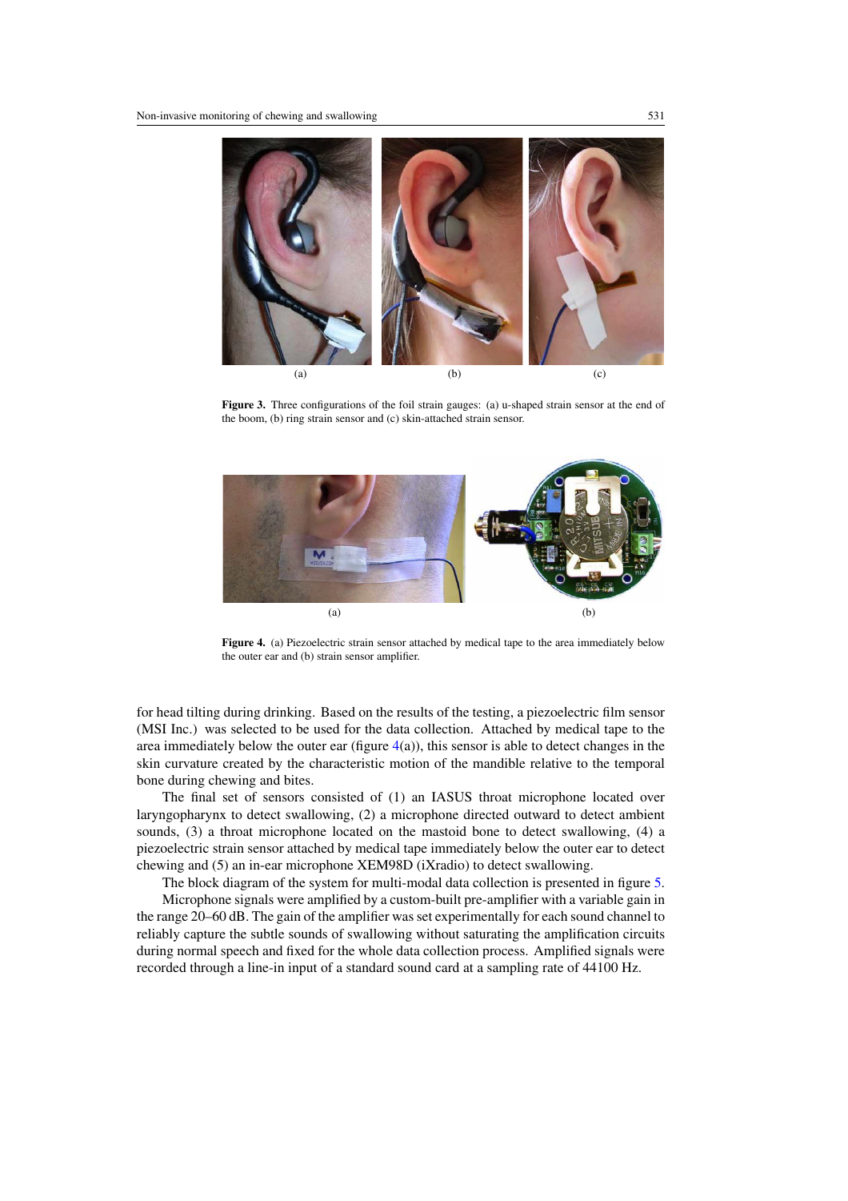(a) (b) (c)

**Figure 3.** Three configurations of the foil strain gauges: (a) u-shaped strain sensor at the end of the boom, (b) ring strain sensor and (c) skin-attached strain sensor.

(a) (b)

**Figure 4.** (a) Piezoelectric strain sensor attached by medical tape to the area immediately below the outer ear and (b) strain sensor amplifier.

for head tilting during drinking. Based on the results of the testing, a piezoelectric film sensor (MSI Inc.) was selected to be used for the data collection. Attached by medical tape to the area immediately below the outer ear (figure 4(a)), this sensor is able to detect changes in the skin curvature created by the characteristic motion of the mandible relative to the temporal bone during chewing and bites.

The final set of sensors consisted of (1) an IASUS throat microphone located over laryngopharynx to detect swallowing, (2) a microphone directed outward to detect ambient sounds, (3) a throat microphone located on the mastoid bone to detect swallowing, (4) a piezoelectric strain sensor attached by medical tape immediately below the outer ear to detect chewing and (5) an in-ear microphone XEM98D (iXradio) to detect swallowing.

The block diagram of the system for multi-modal data collection is presented in figure 5.

Microphone signals were amplified by a custom-built pre-amplifier with a variable gain in the range 20–60 dB. The gain of the amplifier was set experimentally for each sound channel to reliably capture the subtle sounds of swallowing without saturating the amplification circuits during normal speech and fixed for the whole data collection process. Amplified signals were recorded through a line-in input of a standard sound card at a sampling rate of 44100 Hz.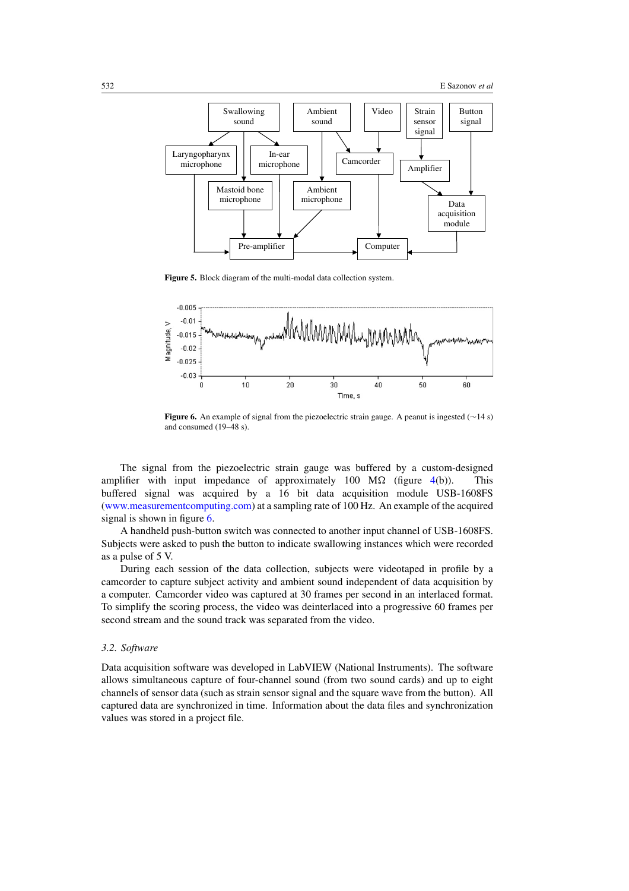Swallowing sound

Ambient sound

Video

Strain sensor signal

Button signal

Laryngopharynx microphone

In-ear microphone

Camcorder

Amplifier

Mastoid bone microphone

Ambient microphone

Data acquisition module

Pre-amplifier

Computer

**Figure 5.** Block diagram of the multi-modal data collection system.

-0.005
-0.01
-0.015
-0.02
-0.025
-0.03

Magnitude, V

0
10
20
30
40
50
60

Time, s

**Figure 6.** An example of signal from the piezoelectric strain gauge. A peanut is ingested (~14 s) and consumed (19–48 s).

The signal from the piezoelectric strain gauge was buffered by a custom-designed amplifier with input impedance of approximately 100 MΩ (figure 4(b)). This buffered signal was acquired by a 16 bit data acquisition module USB-1608FS (www.measurementcomputing.com) at a sampling rate of 100 Hz. An example of the acquired signal is shown in figure 6.

A handheld push-button switch was connected to another input channel of USB-1608FS. Subjects were asked to push the button to indicate swallowing instances which were recorded as a pulse of 5 V.

During each session of the data collection, subjects were videotaped in profile by a camcorder to capture subject activity and ambient sound independent of data acquisition by a computer. Camcorder video was captured at 30 frames per second in an interlaced format. To simplify the scoring process, the video was deinterlaced into a progressive 60 frames per second stream and the sound track was separated from the video.

### *3.2. Software*

Data acquisition software was developed in LabVIEW (National Instruments). The software allows simultaneous capture of four-channel sound (from two sound cards) and up to eight channels of sensor data (such as strain sensor signal and the square wave from the button). All captured data are synchronized in time. Information about the data files and synchronization values was stored in a project file.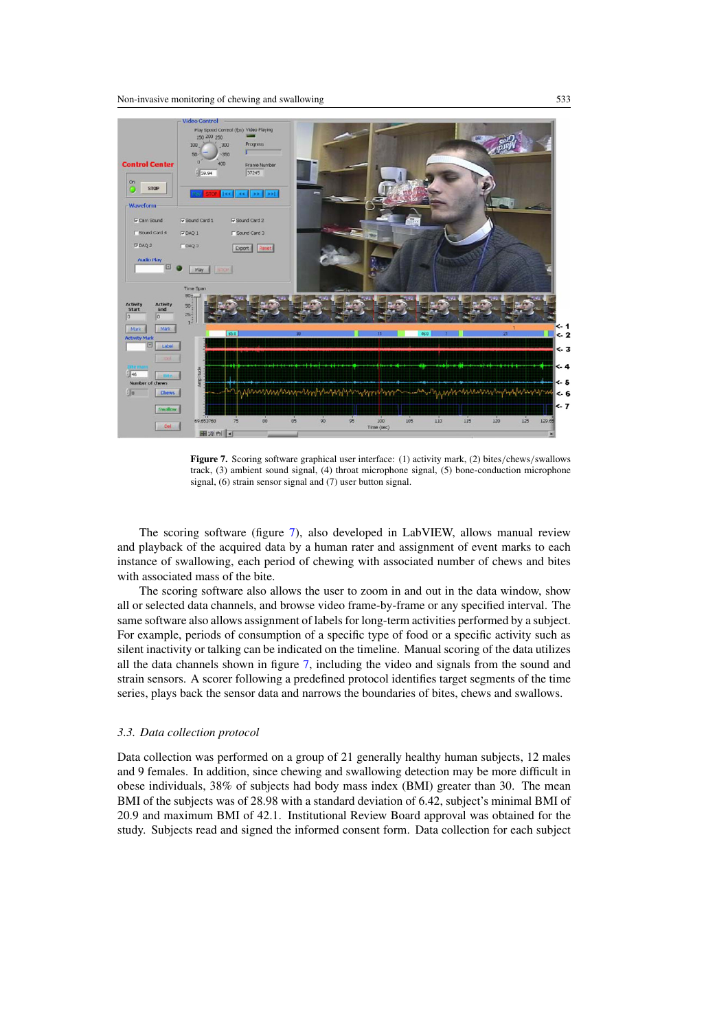**Figure 7.** Scoring software graphical user interface: (1) activity mark, (2) bites/chews/swallows track, (3) ambient sound signal, (4) throat microphone signal, (5) bone-conduction microphone signal, (6) strain sensor signal and (7) user button signal.

The scoring software (figure 7), also developed in LabVIEW, allows manual review and playback of the acquired data by a human rater and assignment of event marks to each instance of swallowing, each period of chewing with associated number of chews and bites with associated mass of the bite.

The scoring software also allows the user to zoom in and out in the data window, show all or selected data channels, and browse video frame-by-frame or any specified interval. The same software also allows assignment of labels for long-term activities performed by a subject. For example, periods of consumption of a specific type of food or a specific activity such as silent inactivity or talking can be indicated on the timeline. Manual scoring of the data utilizes all the data channels shown in figure 7, including the video and signals from the sound and strain sensors. A scorer following a predefined protocol identifies target segments of the time series, plays back the sensor data and narrows the boundaries of bites, chews and swallows.

### 3.3. *Data collection protocol*

Data collection was performed on a group of 21 generally healthy human subjects, 12 males and 9 females. In addition, since chewing and swallowing detection may be more difficult in obese individuals, 38% of subjects had body mass index (BMI) greater than 30. The mean BMI of the subjects was of 28.98 with a standard deviation of 6.42, subject's minimal BMI of 20.9 and maximum BMI of 42.1. Institutional Review Board approval was obtained for the study. Subjects read and signed the informed consent form. Data collection for each subject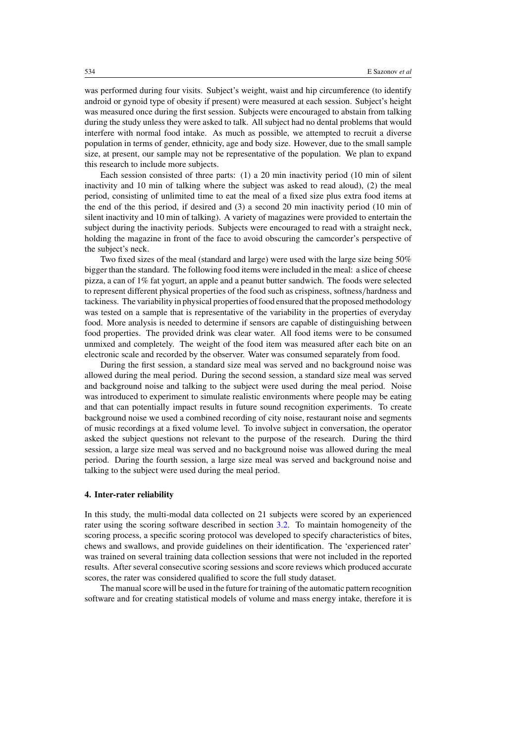was performed during four visits. Subject's weight, waist and hip circumference (to identify android or gynoid type of obesity if present) were measured at each session. Subject's height was measured once during the first session. Subjects were encouraged to abstain from talking during the study unless they were asked to talk. All subject had no dental problems that would interfere with normal food intake. As much as possible, we attempted to recruit a diverse population in terms of gender, ethnicity, age and body size. However, due to the small sample size, at present, our sample may not be representative of the population. We plan to expand this research to include more subjects.

Each session consisted of three parts: (1) a 20 min inactivity period (10 min of silent inactivity and 10 min of talking where the subject was asked to read aloud), (2) the meal period, consisting of unlimited time to eat the meal of a fixed size plus extra food items at the end of the this period, if desired and (3) a second 20 min inactivity period (10 min of silent inactivity and 10 min of talking). A variety of magazines were provided to entertain the subject during the inactivity periods. Subjects were encouraged to read with a straight neck, holding the magazine in front of the face to avoid obscuring the camcorder's perspective of the subject's neck.

Two fixed sizes of the meal (standard and large) were used with the large size being 50% bigger than the standard. The following food items were included in the meal: a slice of cheese pizza, a can of 1% fat yogurt, an apple and a peanut butter sandwich. The foods were selected to represent different physical properties of the food such as crispiness, softness/hardness and tackiness. The variability in physical properties of food ensured that the proposed methodology was tested on a sample that is representative of the variability in the properties of everyday food. More analysis is needed to determine if sensors are capable of distinguishing between food properties. The provided drink was clear water. All food items were to be consumed unmixed and completely. The weight of the food item was measured after each bite on an electronic scale and recorded by the observer. Water was consumed separately from food.

During the first session, a standard size meal was served and no background noise was allowed during the meal period. During the second session, a standard size meal was served and background noise and talking to the subject were used during the meal period. Noise was introduced to experiment to simulate realistic environments where people may be eating and that can potentially impact results in future sound recognition experiments. To create background noise we used a combined recording of city noise, restaurant noise and segments of music recordings at a fixed volume level. To involve subject in conversation, the operator asked the subject questions not relevant to the purpose of the research. During the third session, a large size meal was served and no background noise was allowed during the meal period. During the fourth session, a large size meal was served and background noise and talking to the subject were used during the meal period.

## 4. Inter-rater reliability

In this study, the multi-modal data collected on 21 subjects were scored by an experienced rater using the scoring software described in section 3.2. To maintain homogeneity of the scoring process, a specific scoring protocol was developed to specify characteristics of bites, chews and swallows, and provide guidelines on their identification. The 'experienced rater' was trained on several training data collection sessions that were not included in the reported results. After several consecutive scoring sessions and score reviews which produced accurate scores, the rater was considered qualified to score the full study dataset.

The manual score will be used in the future for training of the automatic pattern recognition software and for creating statistical models of volume and mass energy intake, therefore it is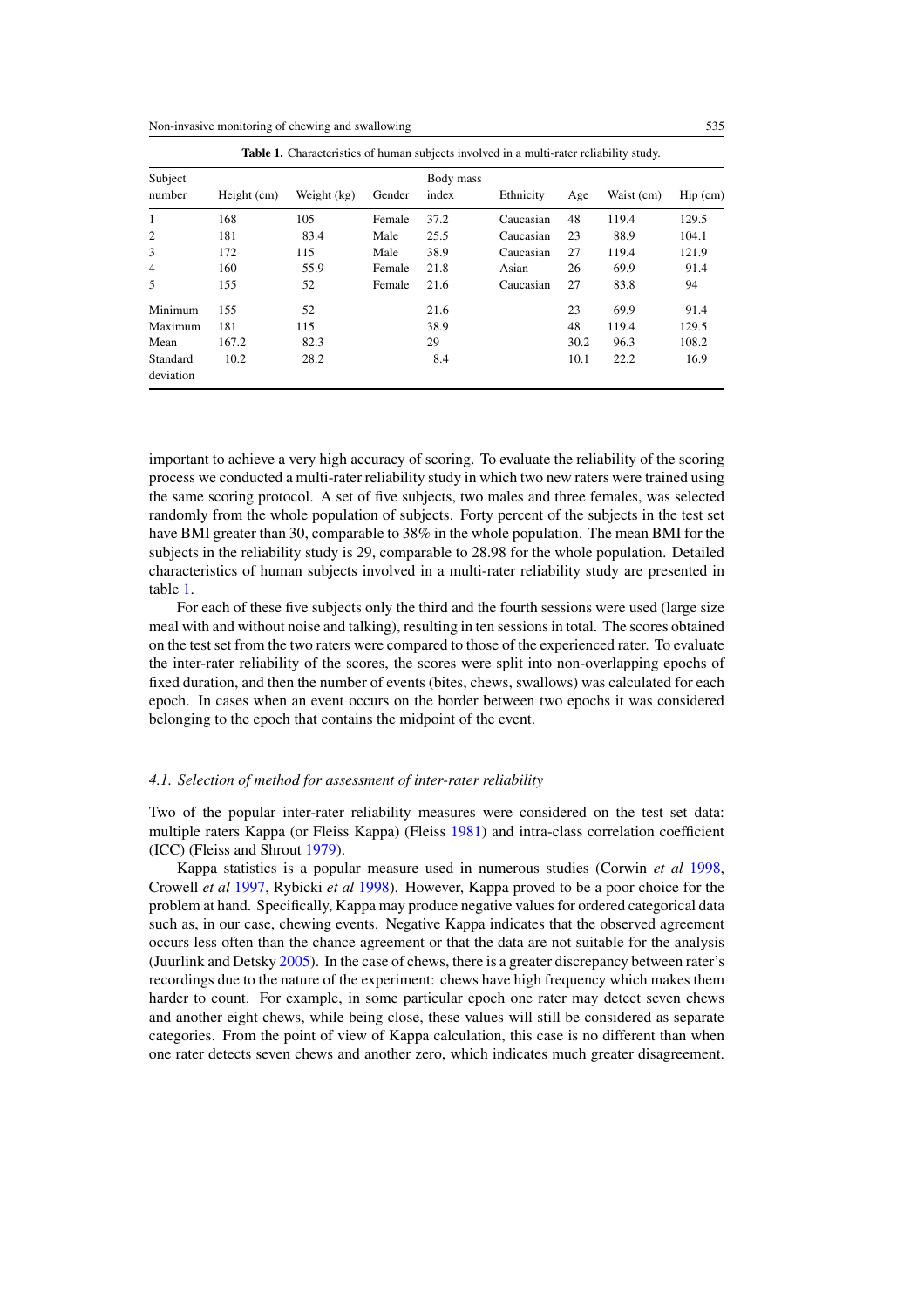**Table 1.** Characteristics of human subjects involved in a multi-rater reliability study.

| Subject number | Height (cm) | Weight (kg) | Gender | Body mass index | Ethnicity | Age | Waist (cm) | Hip (cm) |
|---|---|---|---|---|---|---|---|---|
| 1 | 168 | 105 | Female | 37.2 | Caucasian | 48 | 119.4 | 129.5 |
| 2 | 181 | 83.4 | Male | 25.5 | Caucasian | 23 | 88.9 | 104.1 |
| 3 | 172 | 115 | Male | 38.9 | Caucasian | 27 | 119.4 | 121.9 |
| 4 | 160 | 55.9 | Female | 21.8 | Asian | 26 | 69.9 | 91.4 |
| 5 | 155 | 52 | Female | 21.6 | Caucasian | 27 | 83.8 | 94 |
| Minimum | 155 | 52 | | 21.6 | | 23 | 69.9 | 91.4 |
| Maximum | 181 | 115 | | 38.9 | | 48 | 119.4 | 129.5 |
| Mean | 167.2 | 82.3 | | 29 | | 30.2 | 96.3 | 108.2 |
| Standard deviation | 10.2 | 28.2 | | 8.4 | | 10.1 | 22.2 | 16.9 |

important to achieve a very high accuracy of scoring. To evaluate the reliability of the scoring process we conducted a multi-rater reliability study in which two new raters were trained using the same scoring protocol. A set of five subjects, two males and three females, was selected randomly from the whole population of subjects. Forty percent of the subjects in the test set have BMI greater than 30, comparable to 38% in the whole population. The mean BMI for the subjects in the reliability study is 29, comparable to 28.98 for the whole population. Detailed characteristics of human subjects involved in a multi-rater reliability study are presented in table 1.

For each of these five subjects only the third and the fourth sessions were used (large size meal with and without noise and talking), resulting in ten sessions in total. The scores obtained on the test set from the two raters were compared to those of the experienced rater. To evaluate the inter-rater reliability of the scores, the scores were split into non-overlapping epochs of fixed duration, and then the number of events (bites, chews, swallows) was calculated for each epoch. In cases when an event occurs on the border between two epochs it was considered belonging to the epoch that contains the midpoint of the event.

### *4.1. Selection of method for assessment of inter-rater reliability*

Two of the popular inter-rater reliability measures were considered on the test set data: multiple raters Kappa (or Fleiss Kappa) (Fleiss 1981) and intra-class correlation coefficient (ICC) (Fleiss and Shrout 1979).

Kappa statistics is a popular measure used in numerous studies (Corwin *et al* 1998, Crowell *et al* 1997, Rybicki *et al* 1998). However, Kappa proved to be a poor choice for the problem at hand. Specifically, Kappa may produce negative values for ordered categorical data such as, in our case, chewing events. Negative Kappa indicates that the observed agreement occurs less often than the chance agreement or that the data are not suitable for the analysis (Juurlink and Detsky 2005). In the case of chews, there is a greater discrepancy between rater's recordings due to the nature of the experiment: chews have high frequency which makes them harder to count. For example, in some particular epoch one rater may detect seven chews and another eight chews, while being close, these values will still be considered as separate categories. From the point of view of Kappa calculation, this case is no different than when one rater detects seven chews and another zero, which indicates much greater disagreement.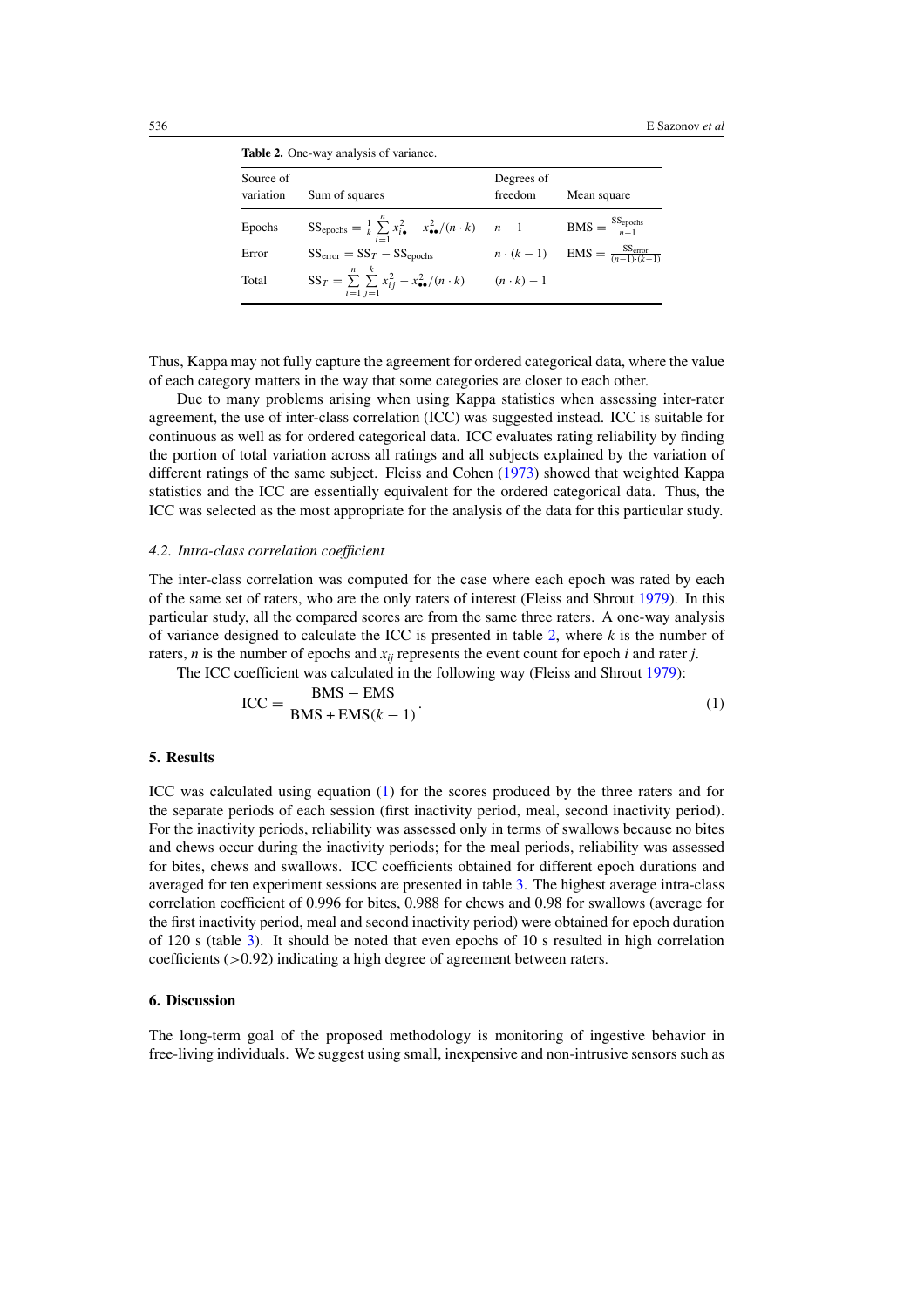**Table 2.** One-way analysis of variance.

| Source of variation | Sum of squares | Degrees of freedom | Mean square |
|---|---|---|---|
| Epochs | $SS_{epochs} = \frac{1}{k}\sum_{i=1}^{n} x_{i\bullet}^2 - x_{\bullet\bullet}^2/(n \cdot k)$ | $n-1$ | $BMS = \frac{SS_{epochs}}{n-1}$ |
| Error | $SS_{error} = SS_T - SS_{epochs}$ | $n \cdot (k-1)$ | $EMS = \frac{SS_{error}}{(n-1)\cdot(k-1)}$ |
| Total | $SS_T = \sum_{i=1}^{n}\sum_{j=1}^{k} x_{ij}^2 - x_{\bullet\bullet}^2/(n \cdot k)$ | $(n \cdot k) - 1$ | |

Thus, Kappa may not fully capture the agreement for ordered categorical data, where the value of each category matters in the way that some categories are closer to each other.

Due to many problems arising when using Kappa statistics when assessing inter-rater agreement, the use of inter-class correlation (ICC) was suggested instead. ICC is suitable for continuous as well as for ordered categorical data. ICC evaluates rating reliability by finding the portion of total variation across all ratings and all subjects explained by the variation of different ratings of the same subject. Fleiss and Cohen (1973) showed that weighted Kappa statistics and the ICC are essentially equivalent for the ordered categorical data. Thus, the ICC was selected as the most appropriate for the analysis of the data for this particular study.

### 4.2. *Intra-class correlation coefficient*

The inter-class correlation was computed for the case where each epoch was rated by each of the same set of raters, who are the only raters of interest (Fleiss and Shrout 1979). In this particular study, all the compared scores are from the same three raters. A one-way analysis of variance designed to calculate the ICC is presented in table 2, where $k$ is the number of raters, $n$ is the number of epochs and $x_{ij}$ represents the event count for epoch $i$ and rater $j$.

The ICC coefficient was calculated in the following way (Fleiss and Shrout 1979):

$$\mathrm{ICC} = \frac{\mathrm{BMS} - \mathrm{EMS}}{\mathrm{BMS} + \mathrm{EMS}(k-1)}. \tag{1}$$

## 5. Results

ICC was calculated using equation (1) for the scores produced by the three raters and for the separate periods of each session (first inactivity period, meal, second inactivity period). For the inactivity periods, reliability was assessed only in terms of swallows because no bites and chews occur during the inactivity periods; for the meal periods, reliability was assessed for bites, chews and swallows. ICC coefficients obtained for different epoch durations and averaged for ten experiment sessions are presented in table 3. The highest average intra-class correlation coefficient of 0.996 for bites, 0.988 for chews and 0.98 for swallows (average for the first inactivity period, meal and second inactivity period) were obtained for epoch duration of 120 s (table 3). It should be noted that even epochs of 10 s resulted in high correlation coefficients (>0.92) indicating a high degree of agreement between raters.

## 6. Discussion

The long-term goal of the proposed methodology is monitoring of ingestive behavior in free-living individuals. We suggest using small, inexpensive and non-intrusive sensors such as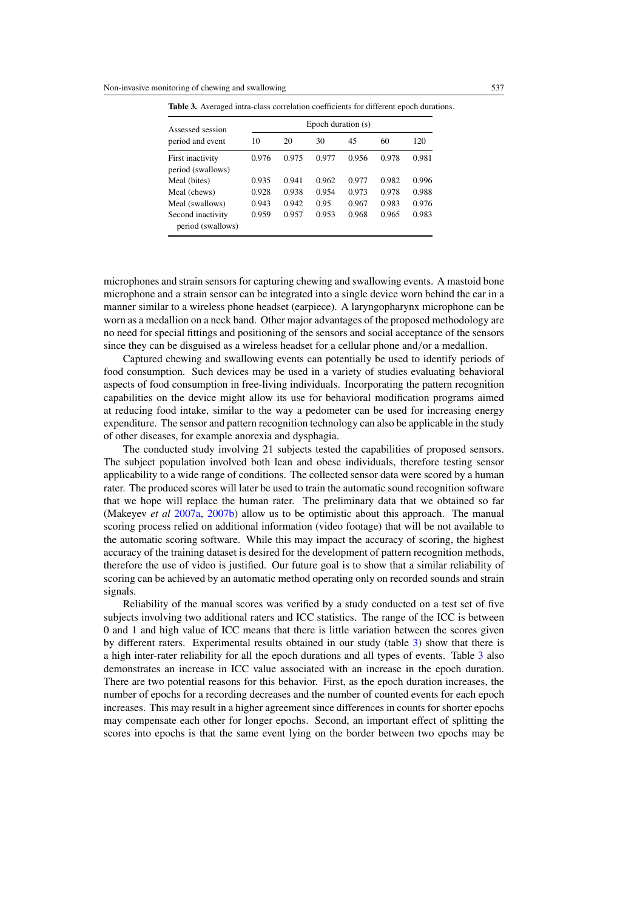**Table 3.** Averaged intra-class correlation coefficients for different epoch durations.

| Assessed session period and event | Epoch duration (s) | | | | | |
|---|---|---|---|---|---|---|
| | 10 | 20 | 30 | 45 | 60 | 120 |
| First inactivity period (swallows) | 0.976 | 0.975 | 0.977 | 0.956 | 0.978 | 0.981 |
| Meal (bites) | 0.935 | 0.941 | 0.962 | 0.977 | 0.982 | 0.996 |
| Meal (chews) | 0.928 | 0.938 | 0.954 | 0.973 | 0.978 | 0.988 |
| Meal (swallows) | 0.943 | 0.942 | 0.95 | 0.967 | 0.983 | 0.976 |
| Second inactivity period (swallows) | 0.959 | 0.957 | 0.953 | 0.968 | 0.965 | 0.983 |

microphones and strain sensors for capturing chewing and swallowing events. A mastoid bone microphone and a strain sensor can be integrated into a single device worn behind the ear in a manner similar to a wireless phone headset (earpiece). A laryngopharynx microphone can be worn as a medallion on a neck band. Other major advantages of the proposed methodology are no need for special fittings and positioning of the sensors and social acceptance of the sensors since they can be disguised as a wireless headset for a cellular phone and/or a medallion.

Captured chewing and swallowing events can potentially be used to identify periods of food consumption. Such devices may be used in a variety of studies evaluating behavioral aspects of food consumption in free-living individuals. Incorporating the pattern recognition capabilities on the device might allow its use for behavioral modification programs aimed at reducing food intake, similar to the way a pedometer can be used for increasing energy expenditure. The sensor and pattern recognition technology can also be applicable in the study of other diseases, for example anorexia and dysphagia.

The conducted study involving 21 subjects tested the capabilities of proposed sensors. The subject population involved both lean and obese individuals, therefore testing sensor applicability to a wide range of conditions. The collected sensor data were scored by a human rater. The produced scores will later be used to train the automatic sound recognition software that we hope will replace the human rater. The preliminary data that we obtained so far (Makeyev *et al* 2007a, 2007b) allow us to be optimistic about this approach. The manual scoring process relied on additional information (video footage) that will be not available to the automatic scoring software. While this may impact the accuracy of scoring, the highest accuracy of the training dataset is desired for the development of pattern recognition methods, therefore the use of video is justified. Our future goal is to show that a similar reliability of scoring can be achieved by an automatic method operating only on recorded sounds and strain signals.

Reliability of the manual scores was verified by a study conducted on a test set of five subjects involving two additional raters and ICC statistics. The range of the ICC is between 0 and 1 and high value of ICC means that there is little variation between the scores given by different raters. Experimental results obtained in our study (table 3) show that there is a high inter-rater reliability for all the epoch durations and all types of events. Table 3 also demonstrates an increase in ICC value associated with an increase in the epoch duration. There are two potential reasons for this behavior. First, as the epoch duration increases, the number of epochs for a recording decreases and the number of counted events for each epoch increases. This may result in a higher agreement since differences in counts for shorter epochs may compensate each other for longer epochs. Second, an important effect of splitting the scores into epochs is that the same event lying on the border between two epochs may be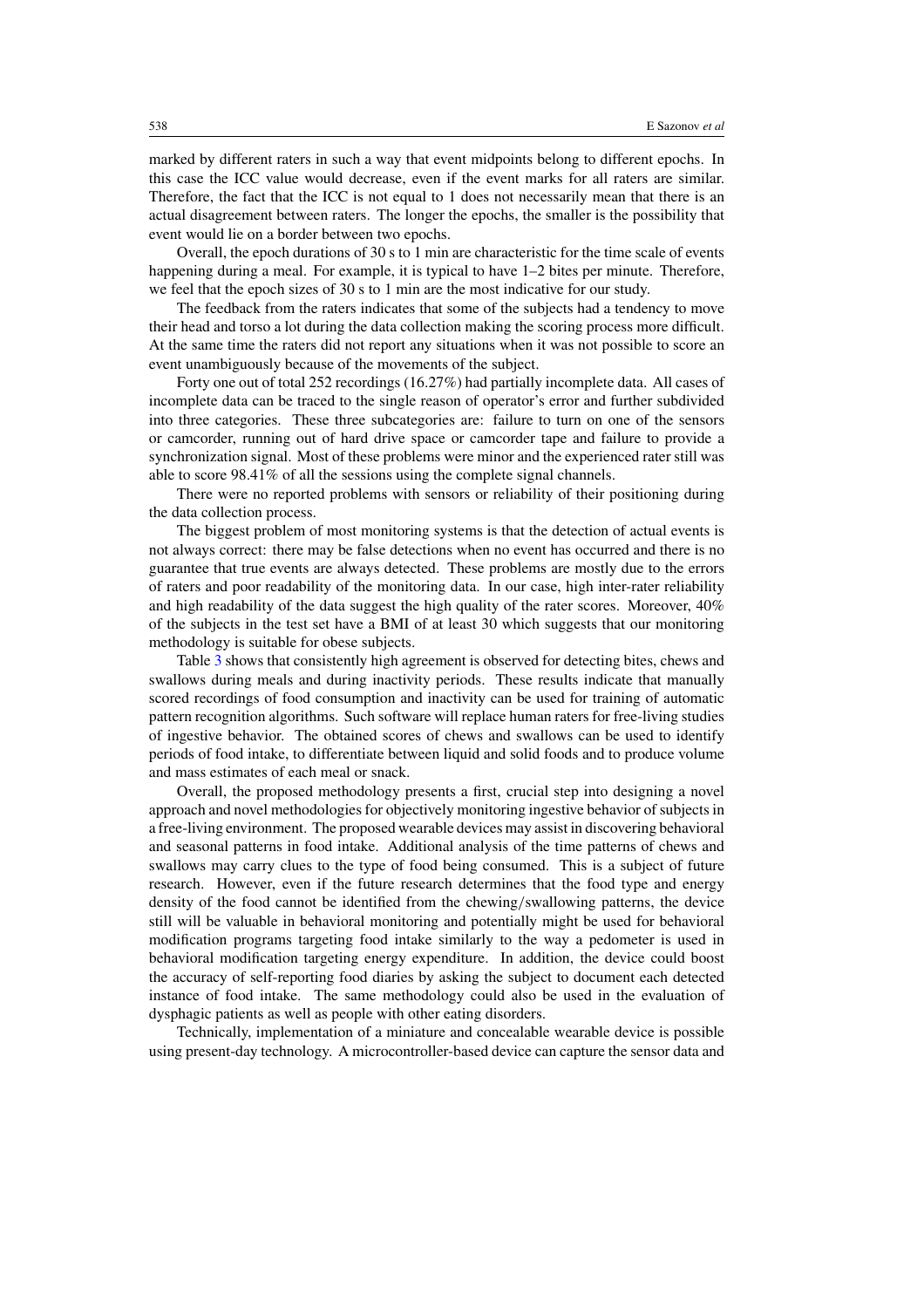marked by different raters in such a way that event midpoints belong to different epochs. In this case the ICC value would decrease, even if the event marks for all raters are similar. Therefore, the fact that the ICC is not equal to 1 does not necessarily mean that there is an actual disagreement between raters. The longer the epochs, the smaller is the possibility that event would lie on a border between two epochs.

Overall, the epoch durations of 30 s to 1 min are characteristic for the time scale of events happening during a meal. For example, it is typical to have 1–2 bites per minute. Therefore, we feel that the epoch sizes of 30 s to 1 min are the most indicative for our study.

The feedback from the raters indicates that some of the subjects had a tendency to move their head and torso a lot during the data collection making the scoring process more difficult. At the same time the raters did not report any situations when it was not possible to score an event unambiguously because of the movements of the subject.

Forty one out of total 252 recordings (16.27%) had partially incomplete data. All cases of incomplete data can be traced to the single reason of operator's error and further subdivided into three categories. These three subcategories are: failure to turn on one of the sensors or camcorder, running out of hard drive space or camcorder tape and failure to provide a synchronization signal. Most of these problems were minor and the experienced rater still was able to score 98.41% of all the sessions using the complete signal channels.

There were no reported problems with sensors or reliability of their positioning during the data collection process.

The biggest problem of most monitoring systems is that the detection of actual events is not always correct: there may be false detections when no event has occurred and there is no guarantee that true events are always detected. These problems are mostly due to the errors of raters and poor readability of the monitoring data. In our case, high inter-rater reliability and high readability of the data suggest the high quality of the rater scores. Moreover, 40% of the subjects in the test set have a BMI of at least 30 which suggests that our monitoring methodology is suitable for obese subjects.

Table 3 shows that consistently high agreement is observed for detecting bites, chews and swallows during meals and during inactivity periods. These results indicate that manually scored recordings of food consumption and inactivity can be used for training of automatic pattern recognition algorithms. Such software will replace human raters for free-living studies of ingestive behavior. The obtained scores of chews and swallows can be used to identify periods of food intake, to differentiate between liquid and solid foods and to produce volume and mass estimates of each meal or snack.

Overall, the proposed methodology presents a first, crucial step into designing a novel approach and novel methodologies for objectively monitoring ingestive behavior of subjects in a free-living environment. The proposed wearable devices may assist in discovering behavioral and seasonal patterns in food intake. Additional analysis of the time patterns of chews and swallows may carry clues to the type of food being consumed. This is a subject of future research. However, even if the future research determines that the food type and energy density of the food cannot be identified from the chewing/swallowing patterns, the device still will be valuable in behavioral monitoring and potentially might be used for behavioral modification programs targeting food intake similarly to the way a pedometer is used in behavioral modification targeting energy expenditure. In addition, the device could boost the accuracy of self-reporting food diaries by asking the subject to document each detected instance of food intake. The same methodology could also be used in the evaluation of dysphagic patients as well as people with other eating disorders.

Technically, implementation of a miniature and concealable wearable device is possible using present-day technology. A microcontroller-based device can capture the sensor data and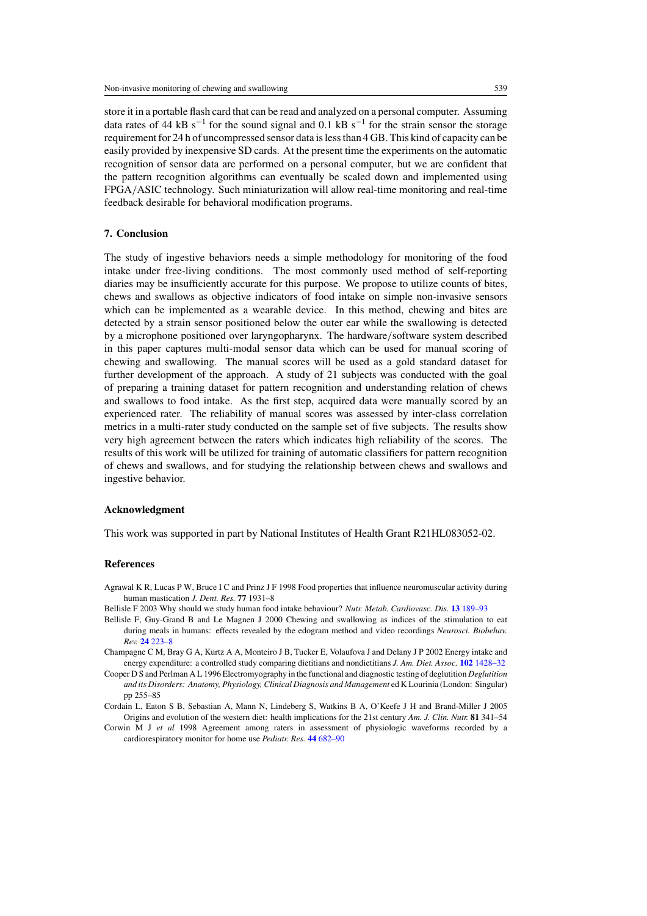store it in a portable flash card that can be read and analyzed on a personal computer. Assuming data rates of 44 kB $s^{-1}$ for the sound signal and 0.1 kB $s^{-1}$ for the strain sensor the storage requirement for 24 h of uncompressed sensor data is less than 4 GB. This kind of capacity can be easily provided by inexpensive SD cards. At the present time the experiments on the automatic recognition of sensor data are performed on a personal computer, but we are confident that the pattern recognition algorithms can eventually be scaled down and implemented using FPGA/ASIC technology. Such miniaturization will allow real-time monitoring and real-time feedback desirable for behavioral modification programs.

## 7. Conclusion

The study of ingestive behaviors needs a simple methodology for monitoring of the food intake under free-living conditions. The most commonly used method of self-reporting diaries may be insufficiently accurate for this purpose. We propose to utilize counts of bites, chews and swallows as objective indicators of food intake on simple non-invasive sensors which can be implemented as a wearable device. In this method, chewing and bites are detected by a strain sensor positioned below the outer ear while the swallowing is detected by a microphone positioned over laryngopharynx. The hardware/software system described in this paper captures multi-modal sensor data which can be used for manual scoring of chewing and swallowing. The manual scores will be used as a gold standard dataset for further development of the approach. A study of 21 subjects was conducted with the goal of preparing a training dataset for pattern recognition and understanding relation of chews and swallows to food intake. As the first step, acquired data were manually scored by an experienced rater. The reliability of manual scores was assessed by inter-class correlation metrics in a multi-rater study conducted on the sample set of five subjects. The results show very high agreement between the raters which indicates high reliability of the scores. The results of this work will be utilized for training of automatic classifiers for pattern recognition of chews and swallows, and for studying the relationship between chews and swallows and ingestive behavior.

### Acknowledgment

This work was supported in part by National Institutes of Health Grant R21HL083052-02.

### References

Agrawal K R, Lucas P W, Bruce I C and Prinz J F 1998 Food properties that influence neuromuscular activity during human mastication *J. Dent. Res.* **77** 1931–8

Bellisle F 2003 Why should we study human food intake behaviour? *Nutr. Metab. Cardiovasc. Dis.* **13** 189–93

Bellisle F, Guy-Grand B and Le Magnen J 2000 Chewing and swallowing as indices of the stimulation to eat during meals in humans: effects revealed by the edogram method and video recordings *Neurosci. Biobehav. Rev.* **24** 223–8

Champagne C M, Bray G A, Kurtz A A, Monteiro J B, Tucker E, Volaufova J and Delany J P 2002 Energy intake and energy expenditure: a controlled study comparing dietitians and nondietitians *J. Am. Diet. Assoc.* **102** 1428–32

Cooper D S and Perlman A L 1996 Electromyography in the functional and diagnostic testing of deglutition *Deglutition and its Disorders: Anatomy, Physiology, Clinical Diagnosis and Management* ed K Lourinia (London: Singular) pp 255–85

Cordain L, Eaton S B, Sebastian A, Mann N, Lindeberg S, Watkins B A, O'Keefe J H and Brand-Miller J 2005 Origins and evolution of the western diet: health implications for the 21st century *Am. J. Clin. Nutr.* **81** 341–54

Corwin M J *et al* 1998 Agreement among raters in assessment of physiologic waveforms recorded by a cardiorespiratory monitor for home use *Pediatr. Res.* **44** 682–90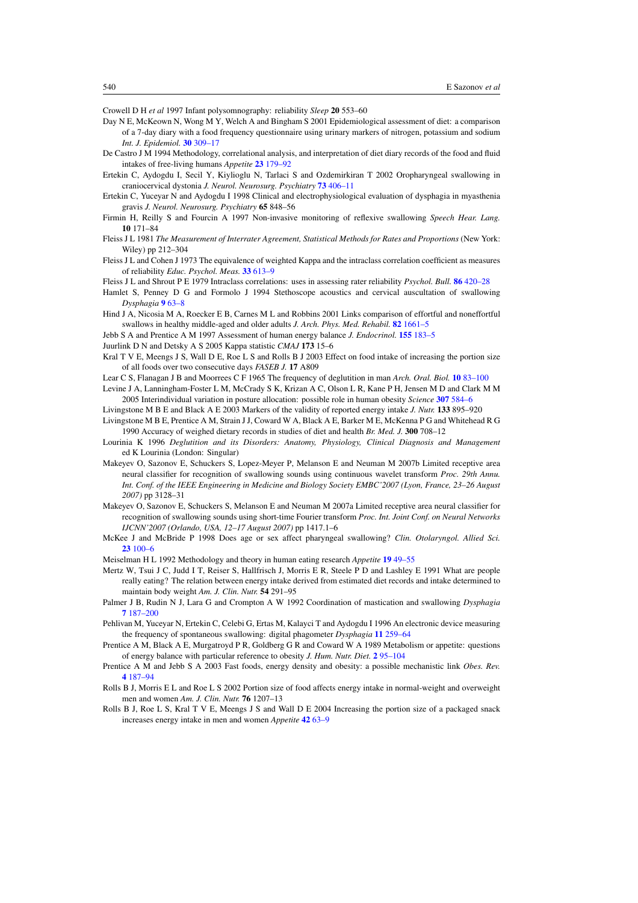Crowell D H *et al* 1997 Infant polysomnography: reliability *Sleep* **20** 553–60

Day N E, McKeown N, Wong M Y, Welch A and Bingham S 2001 Epidemiological assessment of diet: a comparison of a 7-day diary with a food frequency questionnaire using urinary markers of nitrogen, potassium and sodium *Int. J. Epidemiol.* **30** 309–17

De Castro J M 1994 Methodology, correlational analysis, and interpretation of diet diary records of the food and fluid intakes of free-living humans *Appetite* **23** 179–92

Ertekin C, Aydogdu I, Secil Y, Kiylioglu N, Tarlaci S and Ozdemirkiran T 2002 Oropharyngeal swallowing in craniocervical dystonia *J. Neurol. Neurosurg. Psychiatry* **73** 406–11

Ertekin C, Yuceyar N and Aydogdu I 1998 Clinical and electrophysiological evaluation of dysphagia in myasthenia gravis *J. Neurol. Neurosurg. Psychiatry* **65** 848–56

Firmin H, Reilly S and Fourcin A 1997 Non-invasive monitoring of reflexive swallowing *Speech Hear. Lang.* **10** 171–84

Fleiss J L 1981 *The Measurement of Interrater Agreement, Statistical Methods for Rates and Proportions* (New York: Wiley) pp 212–304

Fleiss J L and Cohen J 1973 The equivalence of weighted Kappa and the intraclass correlation coefficient as measures of reliability *Educ. Psychol. Meas.* **33** 613–9

Fleiss J L and Shrout P E 1979 Intraclass correlations: uses in assessing rater reliability *Psychol. Bull.* **86** 420–28

Hamlet S, Penney D G and Formolo J 1994 Stethoscope acoustics and cervical auscultation of swallowing *Dysphagia* **9** 63–8

Hind J A, Nicosia M A, Roecker E B, Carnes M L and Robbins 2001 Links comparison of effortful and noneffortful swallows in healthy middle-aged and older adults *J. Arch. Phys. Med. Rehabil.* **82** 1661–5

Jebb S A and Prentice A M 1997 Assessment of human energy balance *J. Endocrinol.* **155** 183–5

Juurlink D N and Detsky A S 2005 Kappa statistic *CMAJ* **173** 15–6

Kral T V E, Meengs J S, Wall D E, Roe L S and Rolls B J 2003 Effect on food intake of increasing the portion size of all foods over two consecutive days *FASEB J.* **17** A809

Lear C S, Flanagan J B and Moorrees C F 1965 The frequency of deglutition in man *Arch. Oral. Biol.* **10** 83–100

Levine J A, Lanningham-Foster L M, McCrady S K, Krizan A C, Olson L R, Kane P H, Jensen M D and Clark M M 2005 Interindividual variation in posture allocation: possible role in human obesity *Science* **307** 584–6

Livingstone M B E and Black A E 2003 Markers of the validity of reported energy intake *J. Nutr.* **133** 895–920

Livingstone M B E, Prentice A M, Strain J J, Coward W A, Black A E, Barker M E, McKenna P G and Whitehead R G 1990 Accuracy of weighed dietary records in studies of diet and health *Br. Med. J.* **300** 708–12

Lourinia K 1996 *Deglutition and its Disorders: Anatomy, Physiology, Clinical Diagnosis and Management* ed K Lourinia (London: Singular)

Makeyev O, Sazonov E, Schuckers S, Lopez-Meyer P, Melanson E and Neuman M 2007b Limited receptive area neural classifier for recognition of swallowing sounds using continuous wavelet transform *Proc. 29th Annu. Int. Conf. of the IEEE Engineering in Medicine and Biology Society EMBC'2007 (Lyon, France, 23–26 August 2007)* pp 3128–31

Makeyev O, Sazonov E, Schuckers S, Melanson E and Neuman M 2007a Limited receptive area neural classifier for recognition of swallowing sounds using short-time Fourier transform *Proc. Int. Joint Conf. on Neural Networks IJCNN'2007 (Orlando, USA, 12–17 August 2007)* pp 1417.1–6

McKee J and McBride P 1998 Does age or sex affect pharyngeal swallowing? *Clin. Otolaryngol. Allied Sci.* **23** 100–6

Meiselman H L 1992 Methodology and theory in human eating research *Appetite* **19** 49–55

Mertz W, Tsui J C, Judd I T, Reiser S, Hallfrisch J, Morris E R, Steele P D and Lashley E 1991 What are people really eating? The relation between energy intake derived from estimated diet records and intake determined to maintain body weight *Am. J. Clin. Nutr.* **54** 291–95

Palmer J B, Rudin N J, Lara G and Crompton A W 1992 Coordination of mastication and swallowing *Dysphagia* **7** 187–200

Pehlivan M, Yuceyar N, Ertekin C, Celebi G, Ertas M, Kalayci T and Aydogdu I 1996 An electronic device measuring the frequency of spontaneous swallowing: digital phagometer *Dysphagia* **11** 259–64

Prentice A M, Black A E, Murgatroyd P R, Goldberg G R and Coward W A 1989 Metabolism or appetite: questions of energy balance with particular reference to obesity *J. Hum. Nutr. Diet.* **2** 95–104

Prentice A M and Jebb S A 2003 Fast foods, energy density and obesity: a possible mechanistic link *Obes. Rev.* **4** 187–94

Rolls B J, Morris E L and Roe L S 2002 Portion size of food affects energy intake in normal-weight and overweight men and women *Am. J. Clin. Nutr.* **76** 1207–13

Rolls B J, Roe L S, Kral T V E, Meengs J S and Wall D E 2004 Increasing the portion size of a packaged snack increases energy intake in men and women *Appetite* **42** 63–9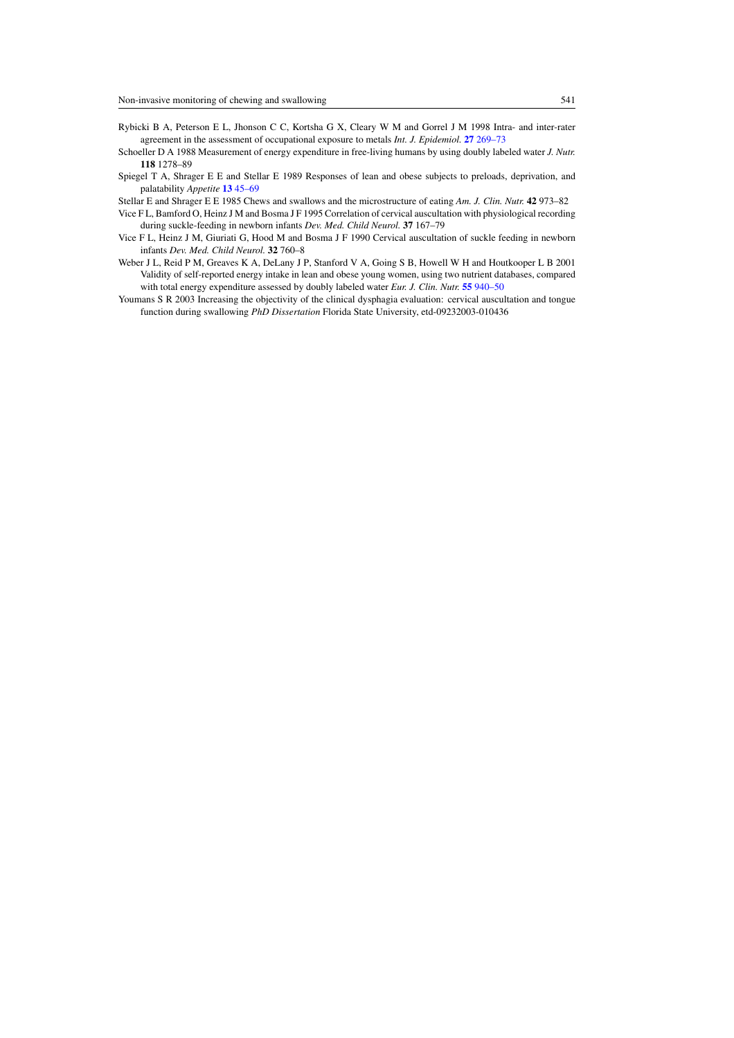Rybicki B A, Peterson E L, Jhonson C C, Kortsha G X, Cleary W M and Gorrel J M 1998 Intra- and inter-rater agreement in the assessment of occupational exposure to metals *Int. J. Epidemiol.* **27** 269–73

Schoeller D A 1988 Measurement of energy expenditure in free-living humans by using doubly labeled water *J. Nutr.* **118** 1278–89

Spiegel T A, Shrager E E and Stellar E 1989 Responses of lean and obese subjects to preloads, deprivation, and palatability *Appetite* **13** 45–69

Stellar E and Shrager E E 1985 Chews and swallows and the microstructure of eating *Am. J. Clin. Nutr.* **42** 973–82

Vice F L, Bamford O, Heinz J M and Bosma J F 1995 Correlation of cervical auscultation with physiological recording during suckle-feeding in newborn infants *Dev. Med. Child Neurol.* **37** 167–79

Vice F L, Heinz J M, Giuriati G, Hood M and Bosma J F 1990 Cervical auscultation of suckle feeding in newborn infants *Dev. Med. Child Neurol.* **32** 760–8

Weber J L, Reid P M, Greaves K A, DeLany J P, Stanford V A, Going S B, Howell W H and Houtkooper L B 2001 Validity of self-reported energy intake in lean and obese young women, using two nutrient databases, compared with total energy expenditure assessed by doubly labeled water *Eur. J. Clin. Nutr.* **55** 940–50

Youmans S R 2003 Increasing the objectivity of the clinical dysphagia evaluation: cervical auscultation and tongue function during swallowing *PhD Dissertation* Florida State University, etd-09232003-010436